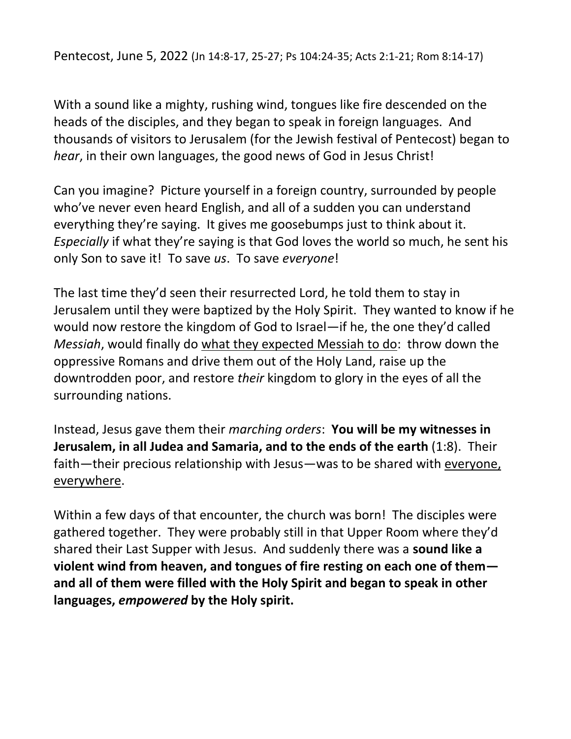Pentecost, June 5, 2022 (Jn 14:8-17, 25-27; Ps 104:24-35; Acts 2:1-21; Rom 8:14-17)

With a sound like a mighty, rushing wind, tongues like fire descended on the heads of the disciples, and they began to speak in foreign languages. And thousands of visitors to Jerusalem (for the Jewish festival of Pentecost) began to *hear*, in their own languages, the good news of God in Jesus Christ!

Can you imagine? Picture yourself in a foreign country, surrounded by people who've never even heard English, and all of a sudden you can understand everything they're saying. It gives me goosebumps just to think about it. *Especially* if what they're saying is that God loves the world so much, he sent his only Son to save it! To save *us*. To save *everyone*!

The last time they'd seen their resurrected Lord, he told them to stay in Jerusalem until they were baptized by the Holy Spirit. They wanted to know if he would now restore the kingdom of God to Israel—if he, the one they'd called *Messiah*, would finally do <u>what they expected Messiah to do</u>: throw down the oppressive Romans and drive them out of the Holy Land, raise up the downtrodden poor, and restore *their* kingdom to glory in the eyes of all the surrounding nations.

Instead, Jesus gave them their *marching orders*: **You will be my witnesses in Jerusalem, in all Judea and Samaria, and to the ends of the earth** (1:8). Their faith—their precious relationship with Jesus—was to be shared with <u>everyone, everywhere</u>.

Within a few days of that encounter, the church was born! The disciples were gathered together. They were probably still in that Upper Room where they'd shared their Last Supper with Jesus. And suddenly there was a **sound like a violent wind from heaven, and tongues of fire resting on each one of them—and all of them were filled with the Holy Spirit and began to speak in other languages, *empowered* by the Holy spirit.**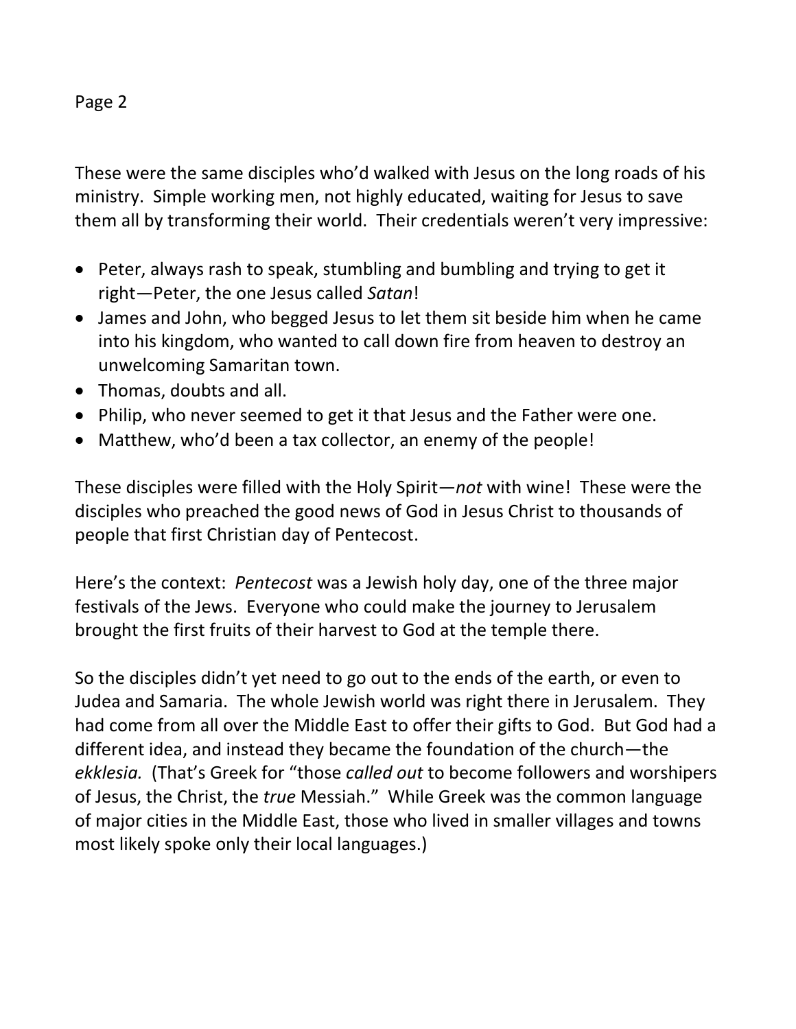These were the same disciples who'd walked with Jesus on the long roads of his ministry. Simple working men, not highly educated, waiting for Jesus to save them all by transforming their world. Their credentials weren't very impressive:

- Peter, always rash to speak, stumbling and bumbling and trying to get it right—Peter, the one Jesus called *Satan*!
- James and John, who begged Jesus to let them sit beside him when he came into his kingdom, who wanted to call down fire from heaven to destroy an unwelcoming Samaritan town.
- Thomas, doubts and all.
- Philip, who never seemed to get it that Jesus and the Father were one.
- Matthew, who'd been a tax collector, an enemy of the people!

These disciples were filled with the Holy Spirit—*not* with wine! These were the disciples who preached the good news of God in Jesus Christ to thousands of people that first Christian day of Pentecost.

Here's the context: *Pentecost* was a Jewish holy day, one of the three major festivals of the Jews. Everyone who could make the journey to Jerusalem brought the first fruits of their harvest to God at the temple there.

So the disciples didn't yet need to go out to the ends of the earth, or even to Judea and Samaria. The whole Jewish world was right there in Jerusalem. They had come from all over the Middle East to offer their gifts to God. But God had a different idea, and instead they became the foundation of the church—the *ekklesia.* (That's Greek for "those *called out* to become followers and worshipers of Jesus, the Christ, the *true* Messiah." While Greek was the common language of major cities in the Middle East, those who lived in smaller villages and towns most likely spoke only their local languages.)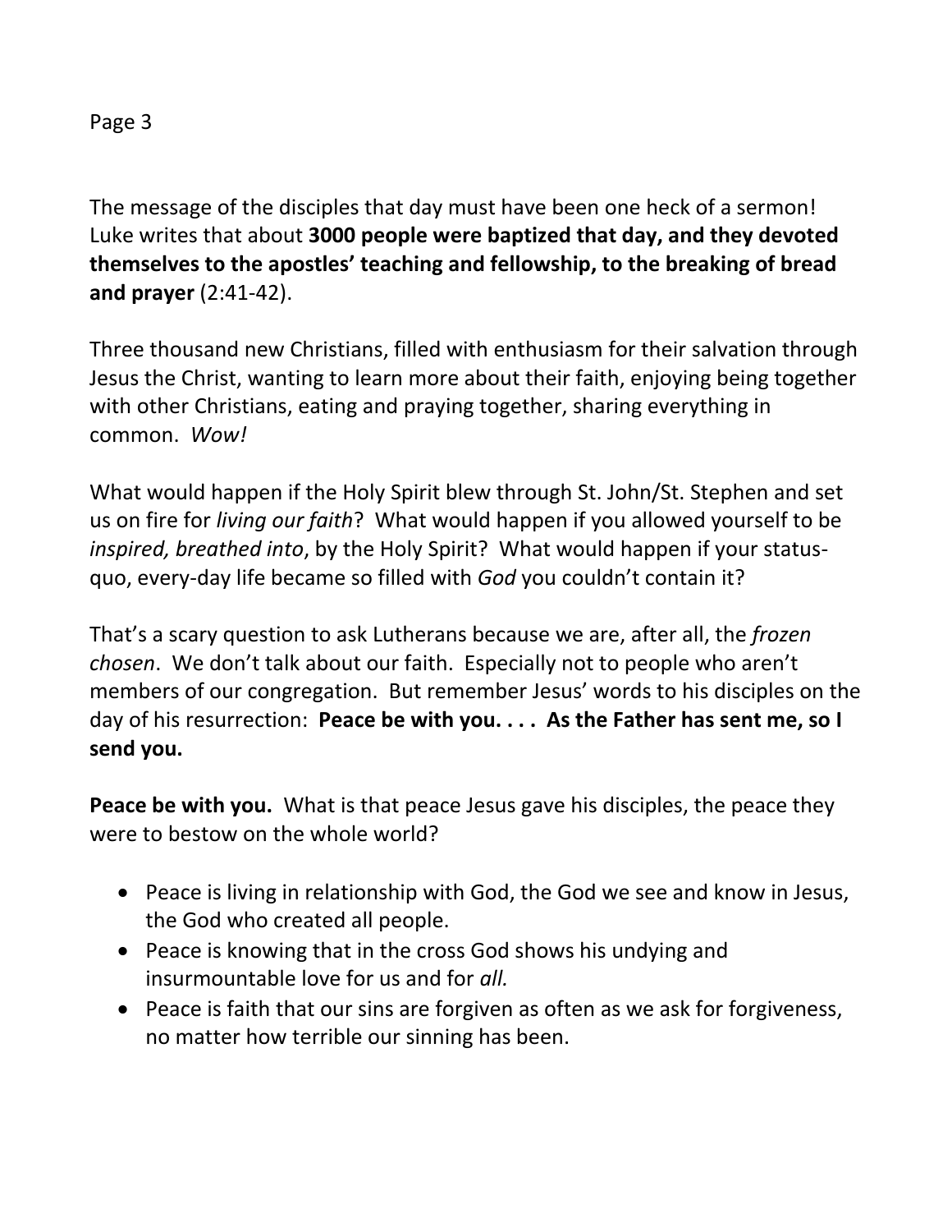The message of the disciples that day must have been one heck of a sermon! Luke writes that about **3000 people were baptized that day, and they devoted themselves to the apostles' teaching and fellowship, to the breaking of bread and prayer** (2:41-42).

Three thousand new Christians, filled with enthusiasm for their salvation through Jesus the Christ, wanting to learn more about their faith, enjoying being together with other Christians, eating and praying together, sharing everything in common. *Wow!*

What would happen if the Holy Spirit blew through St. John/St. Stephen and set us on fire for *living our faith*? What would happen if you allowed yourself to be *inspired, breathed into*, by the Holy Spirit? What would happen if your status-quo, every-day life became so filled with *God* you couldn't contain it?

That's a scary question to ask Lutherans because we are, after all, the *frozen chosen*. We don't talk about our faith. Especially not to people who aren't members of our congregation. But remember Jesus' words to his disciples on the day of his resurrection: **Peace be with you. . . . As the Father has sent me, so I send you.**

**Peace be with you.** What is that peace Jesus gave his disciples, the peace they were to bestow on the whole world?

- Peace is living in relationship with God, the God we see and know in Jesus, the God who created all people.
- Peace is knowing that in the cross God shows his undying and insurmountable love for us and for *all.*
- Peace is faith that our sins are forgiven as often as we ask for forgiveness, no matter how terrible our sinning has been.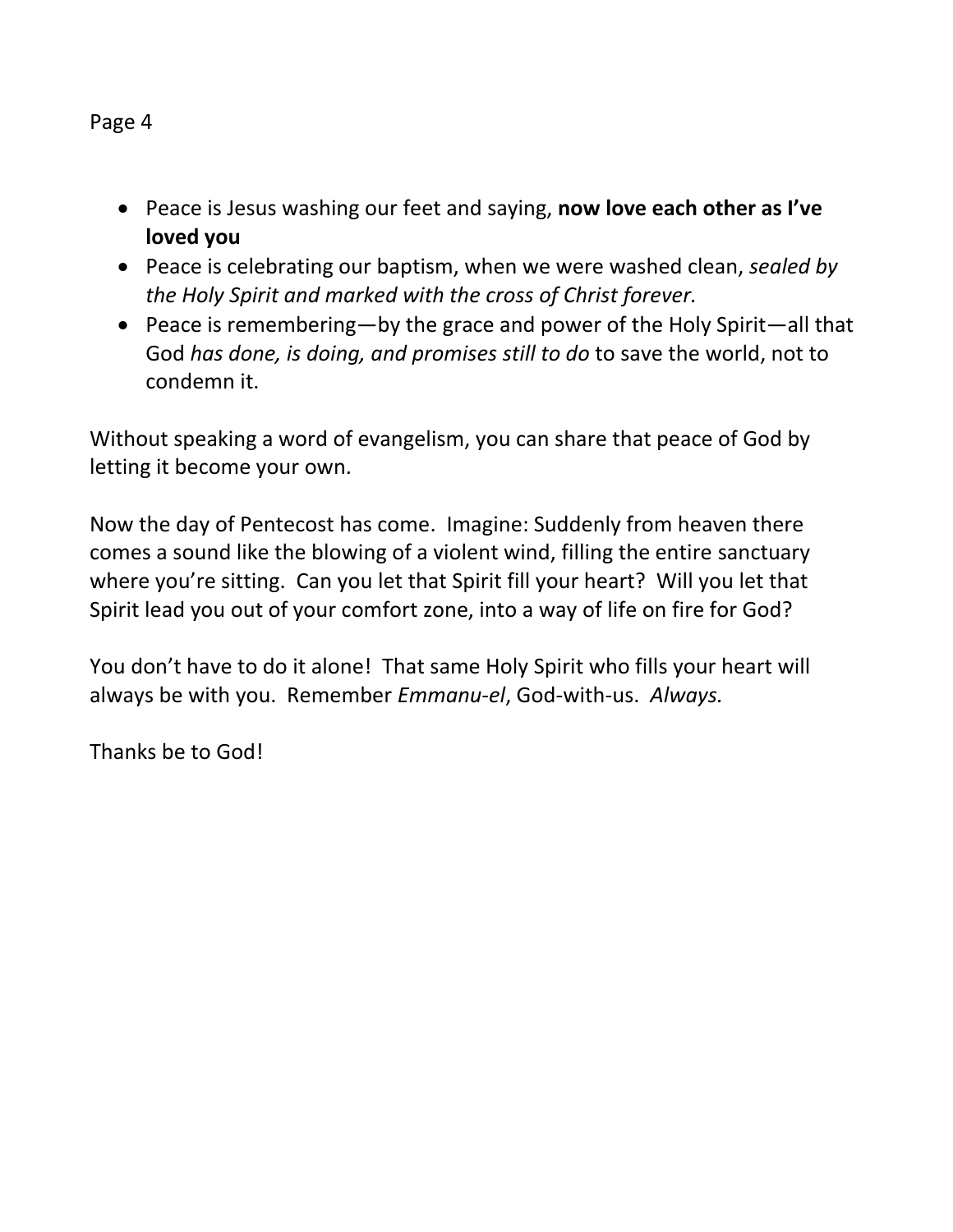- Peace is Jesus washing our feet and saying, **now love each other as I've loved you**
- Peace is celebrating our baptism, when we were washed clean, *sealed by the Holy Spirit and marked with the cross of Christ forever.*
- Peace is remembering—by the grace and power of the Holy Spirit—all that God *has done, is doing, and promises still to do* to save the world, not to condemn it.

Without speaking a word of evangelism, you can share that peace of God by letting it become your own.

Now the day of Pentecost has come. Imagine: Suddenly from heaven there comes a sound like the blowing of a violent wind, filling the entire sanctuary where you're sitting. Can you let that Spirit fill your heart? Will you let that Spirit lead you out of your comfort zone, into a way of life on fire for God?

You don't have to do it alone! That same Holy Spirit who fills your heart will always be with you. Remember *Emmanu-el*, God-with-us. *Always.*

Thanks be to God!